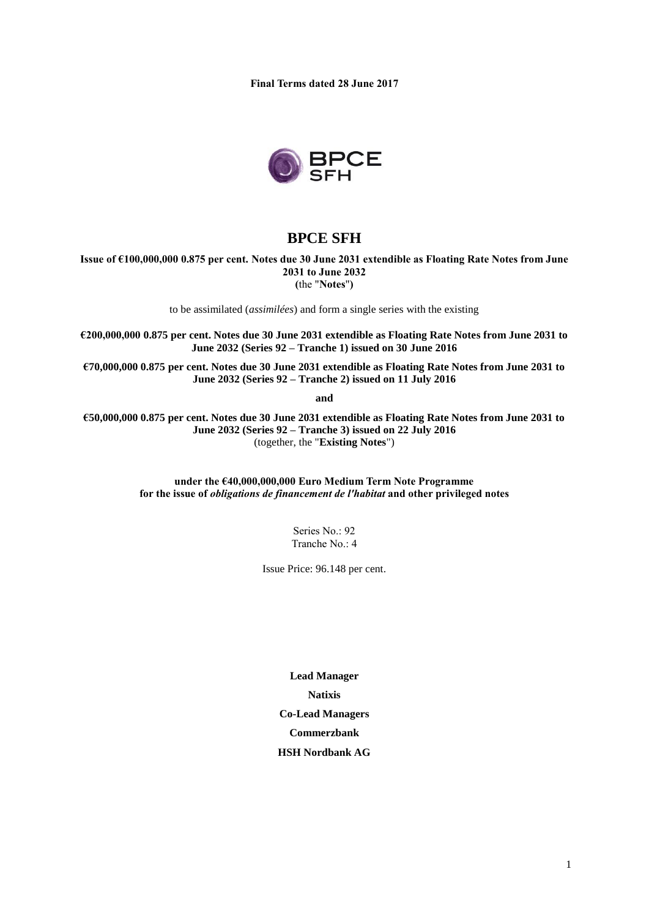**Final Terms dated 28 June 2017**

# BPCE SFH

**Issue of €100,000,000 0.875 per cent. Notes due 30 June 2031 extendible as Floating Rate Notes from June 2031 to June 2032**
**(**the "**Notes**"**)**

to be assimilated (*assimilées*) and form a single series with the existing

**€200,000,000 0.875 per cent. Notes due 30 June 2031 extendible as Floating Rate Notes from June 2031 to June 2032 (Series 92 – Tranche 1) issued on 30 June 2016**

**€70,000,000 0.875 per cent. Notes due 30 June 2031 extendible as Floating Rate Notes from June 2031 to June 2032 (Series 92 – Tranche 2) issued on 11 July 2016**

**and**

**€50,000,000 0.875 per cent. Notes due 30 June 2031 extendible as Floating Rate Notes from June 2031 to June 2032 (Series 92 – Tranche 3) issued on 22 July 2016**
(together, the "**Existing Notes**")

**under the €40,000,000,000 Euro Medium Term Note Programme**
**for the issue of *obligations de financement de l'habitat* and other privileged notes**

Series No.: 92
Tranche No.: 4

Issue Price: 96.148 per cent.

**Lead Manager**

**Natixis**

**Co-Lead Managers**

**Commerzbank**

**HSH Nordbank AG**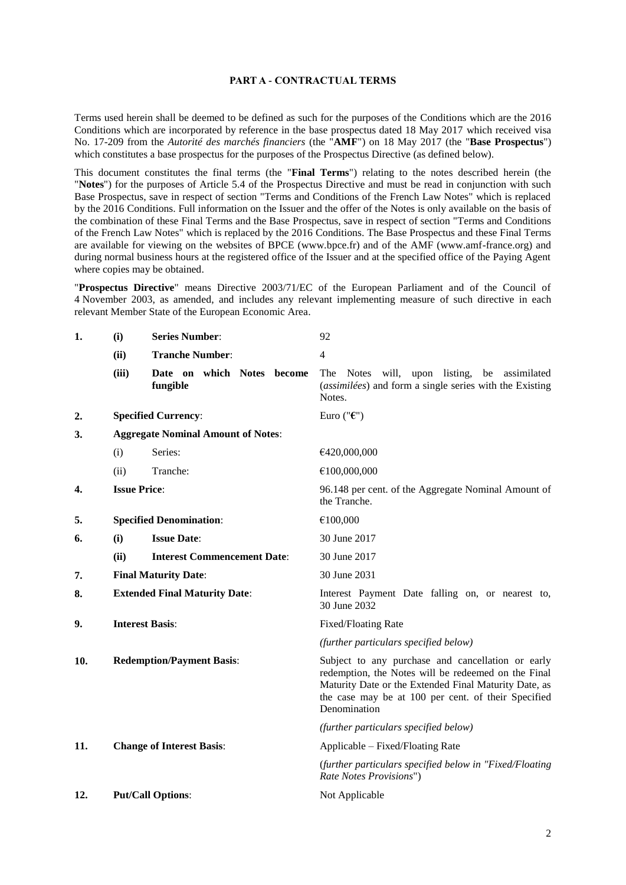## PART A - CONTRACTUAL TERMS

Terms used herein shall be deemed to be defined as such for the purposes of the Conditions which are the 2016 Conditions which are incorporated by reference in the base prospectus dated 18 May 2017 which received visa No. 17-209 from the *Autorité des marchés financiers* (the "**AMF**") on 18 May 2017 (the "**Base Prospectus**") which constitutes a base prospectus for the purposes of the Prospectus Directive (as defined below).

This document constitutes the final terms (the "**Final Terms**") relating to the notes described herein (the "**Notes**") for the purposes of Article 5.4 of the Prospectus Directive and must be read in conjunction with such Base Prospectus, save in respect of section "Terms and Conditions of the French Law Notes" which is replaced by the 2016 Conditions. Full information on the Issuer and the offer of the Notes is only available on the basis of the combination of these Final Terms and the Base Prospectus, save in respect of section "Terms and Conditions of the French Law Notes" which is replaced by the 2016 Conditions. The Base Prospectus and these Final Terms are available for viewing on the websites of BPCE (www.bpce.fr) and of the AMF (www.amf-france.org) and during normal business hours at the registered office of the Issuer and at the specified office of the Paying Agent where copies may be obtained.

"**Prospectus Directive**" means Directive 2003/71/EC of the European Parliament and of the Council of 4 November 2003, as amended, and includes any relevant implementing measure of such directive in each relevant Member State of the European Economic Area.

| | | | |
|---|---|---|---|
| **1.** | **(i)** | **Series Number**: | 92 |
| | **(ii)** | **Tranche Number**: | 4 |
| | **(iii)** | **Date on which Notes become fungible** | The Notes will, upon listing, be assimilated (*assimilées*) and form a single series with the Existing Notes. |
| **2.** | **Specified Currency**: | | Euro ("**€**") |
| **3.** | **Aggregate Nominal Amount of Notes**: | | |
| | (i) | Series: | €420,000,000 |
| | (ii) | Tranche: | €100,000,000 |
| **4.** | **Issue Price**: | | 96.148 per cent. of the Aggregate Nominal Amount of the Tranche. |
| **5.** | **Specified Denomination**: | | €100,000 |
| **6.** | **(i)** | **Issue Date**: | 30 June 2017 |
| | **(ii)** | **Interest Commencement Date**: | 30 June 2017 |
| **7.** | **Final Maturity Date**: | | 30 June 2031 |
| **8.** | **Extended Final Maturity Date**: | | Interest Payment Date falling on, or nearest to, 30 June 2032 |
| **9.** | **Interest Basis**: | | Fixed/Floating Rate |
| | | | *(further particulars specified below)* |
| **10.** | **Redemption/Payment Basis**: | | Subject to any purchase and cancellation or early redemption, the Notes will be redeemed on the Final Maturity Date or the Extended Final Maturity Date, as the case may be at 100 per cent. of their Specified Denomination |
| | | | *(further particulars specified below)* |
| **11.** | **Change of Interest Basis**: | | Applicable – Fixed/Floating Rate |
| | | | (*further particulars specified below in "Fixed/Floating Rate Notes Provisions*") |
| **12.** | **Put/Call Options**: | | Not Applicable |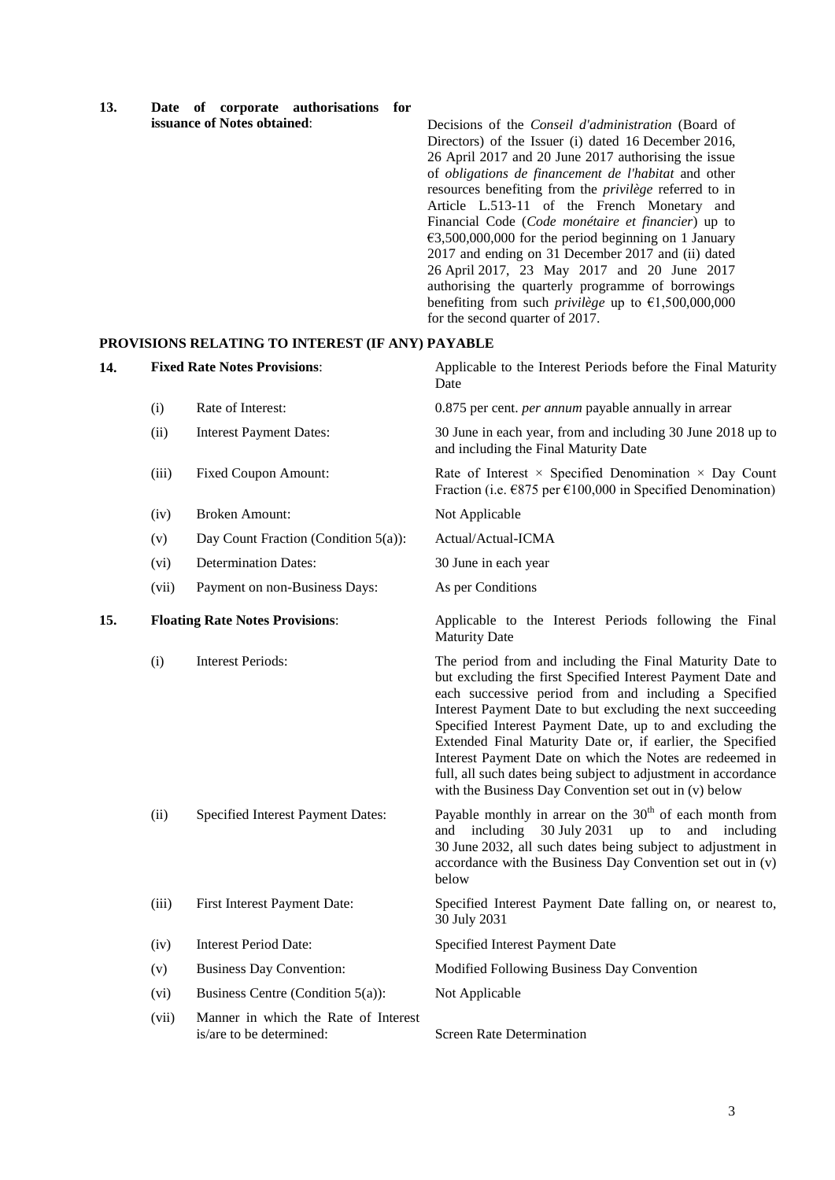**13. Date of corporate authorisations for issuance of Notes obtained**: Decisions of the *Conseil d'administration* (Board of Directors) of the Issuer (i) dated 16 December 2016, 26 April 2017 and 20 June 2017 authorising the issue of *obligations de financement de l'habitat* and other resources benefiting from the *privilège* referred to in Article L.513-11 of the French Monetary and Financial Code (*Code monétaire et financier*) up to €3,500,000,000 for the period beginning on 1 January 2017 and ending on 31 December 2017 and (ii) dated 26 April 2017, 23 May 2017 and 20 June 2017 authorising the quarterly programme of borrowings benefiting from such *privilège* up to €1,500,000,000 for the second quarter of 2017.

## PROVISIONS RELATING TO INTEREST (IF ANY) PAYABLE

| | | | |
|---|---|---|---|
| **14.** | **Fixed Rate Notes Provisions**: | | Applicable to the Interest Periods before the Final Maturity Date |
| | (i) | Rate of Interest: | 0.875 per cent. *per annum* payable annually in arrear |
| | (ii) | Interest Payment Dates: | 30 June in each year, from and including 30 June 2018 up to and including the Final Maturity Date |
| | (iii) | Fixed Coupon Amount: | Rate of Interest × Specified Denomination × Day Count Fraction (i.e. €875 per €100,000 in Specified Denomination) |
| | (iv) | Broken Amount: | Not Applicable |
| | (v) | Day Count Fraction (Condition 5(a)): | Actual/Actual-ICMA |
| | (vi) | Determination Dates: | 30 June in each year |
| | (vii) | Payment on non-Business Days: | As per Conditions |
| **15.** | **Floating Rate Notes Provisions**: | | Applicable to the Interest Periods following the Final Maturity Date |
| | (i) | Interest Periods: | The period from and including the Final Maturity Date to but excluding the first Specified Interest Payment Date and each successive period from and including a Specified Interest Payment Date to but excluding the next succeeding Specified Interest Payment Date, up to and excluding the Extended Final Maturity Date or, if earlier, the Specified Interest Payment Date on which the Notes are redeemed in full, all such dates being subject to adjustment in accordance with the Business Day Convention set out in (v) below |
| | (ii) | Specified Interest Payment Dates: | Payable monthly in arrear on the 30th of each month from and including 30 July 2031 up to and including 30 June 2032, all such dates being subject to adjustment in accordance with the Business Day Convention set out in (v) below |
| | (iii) | First Interest Payment Date: | Specified Interest Payment Date falling on, or nearest to, 30 July 2031 |
| | (iv) | Interest Period Date: | Specified Interest Payment Date |
| | (v) | Business Day Convention: | Modified Following Business Day Convention |
| | (vi) | Business Centre (Condition 5(a)): | Not Applicable |
| | (vii) | Manner in which the Rate of Interest is/are to be determined: | Screen Rate Determination |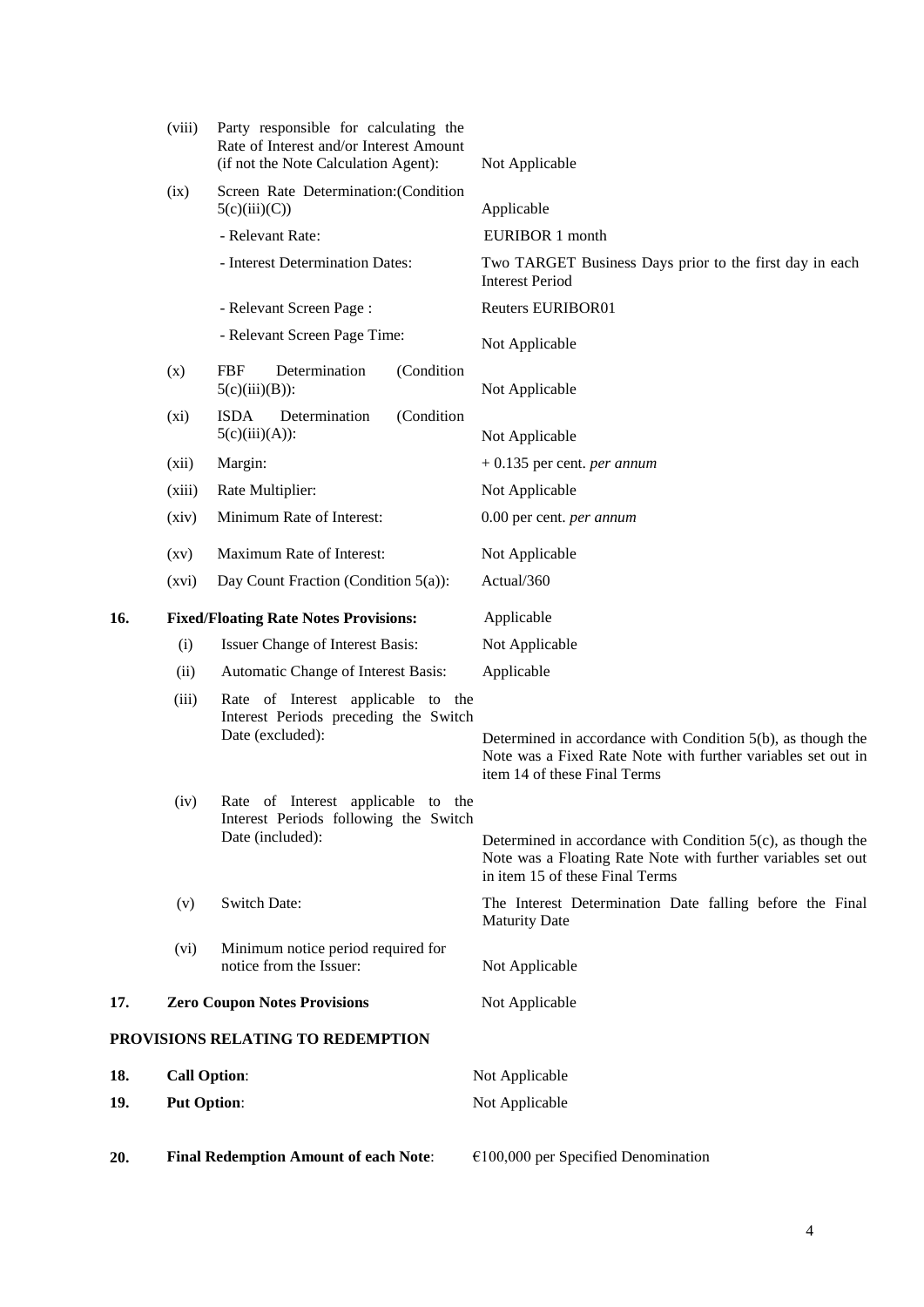| | | | |
|---|---|---|---|
| | (viii) | Party responsible for calculating the Rate of Interest and/or Interest Amount (if not the Note Calculation Agent): | Not Applicable |
| | (ix) | Screen Rate Determination:(Condition 5(c)(iii)(C)) | Applicable |
| | | - Relevant Rate: | EURIBOR 1 month |
| | | - Interest Determination Dates: | Two TARGET Business Days prior to the first day in each Interest Period |
| | | - Relevant Screen Page : | Reuters EURIBOR01 |
| | | - Relevant Screen Page Time: | Not Applicable |
| | (x) | FBF Determination (Condition 5(c)(iii)(B)): | Not Applicable |
| | (xi) | ISDA Determination (Condition 5(c)(iii)(A)): | Not Applicable |
| | (xii) | Margin: | + 0.135 per cent. *per annum* |
| | (xiii) | Rate Multiplier: | Not Applicable |
| | (xiv) | Minimum Rate of Interest: | 0.00 per cent. *per annum* |
| | (xv) | Maximum Rate of Interest: | Not Applicable |
| | (xvi) | Day Count Fraction (Condition 5(a)): | Actual/360 |
| **16.** | **Fixed/Floating Rate Notes Provisions:** | | Applicable |
| | (i) | Issuer Change of Interest Basis: | Not Applicable |
| | (ii) | Automatic Change of Interest Basis: | Applicable |
| | (iii) | Rate of Interest applicable to the Interest Periods preceding the Switch Date (excluded): | Determined in accordance with Condition 5(b), as though the Note was a Fixed Rate Note with further variables set out in item 14 of these Final Terms |
| | (iv) | Rate of Interest applicable to the Interest Periods following the Switch Date (included): | Determined in accordance with Condition 5(c), as though the Note was a Floating Rate Note with further variables set out in item 15 of these Final Terms |
| | (v) | Switch Date: | The Interest Determination Date falling before the Final Maturity Date |
| | (vi) | Minimum notice period required for notice from the Issuer: | Not Applicable |
| **17.** | **Zero Coupon Notes Provisions** | | Not Applicable |

**PROVISIONS RELATING TO REDEMPTION**

| | | |
|---|---|---|
| **18.** | **Call Option**: | Not Applicable |
| **19.** | **Put Option**: | Not Applicable |
| **20.** | **Final Redemption Amount of each Note**: | €100,000 per Specified Denomination |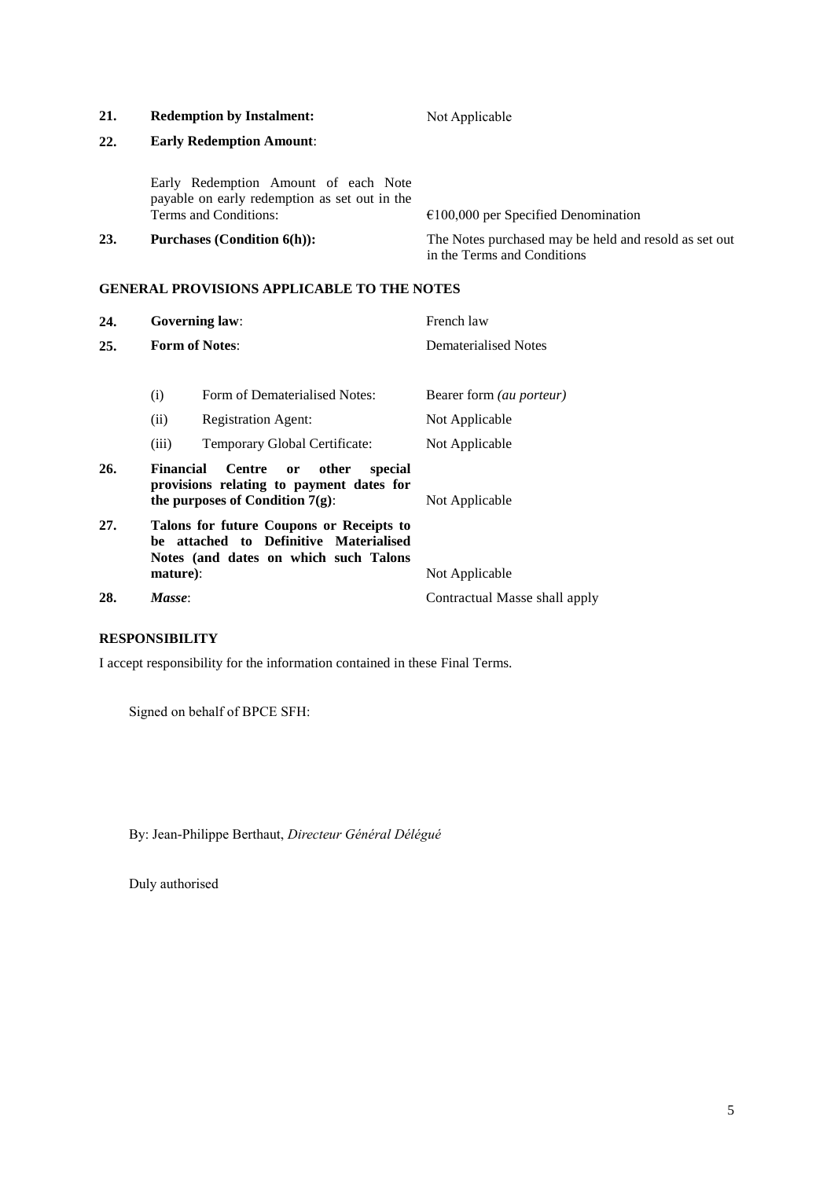| | | |
|---|---|---|
| **21.** | **Redemption by Instalment:** | Not Applicable |
| **22.** | **Early Redemption Amount**: | |
| | Early Redemption Amount of each Note payable on early redemption as set out in the Terms and Conditions: | €100,000 per Specified Denomination |
| **23.** | **Purchases (Condition 6(h)):** | The Notes purchased may be held and resold as set out in the Terms and Conditions |

**GENERAL PROVISIONS APPLICABLE TO THE NOTES**

| | | |
|---|---|---|
| **24.** | **Governing law**: | French law |
| **25.** | **Form of Notes**: | Dematerialised Notes |
| | (i) Form of Dematerialised Notes: | Bearer form *(au porteur)* |
| | (ii) Registration Agent: | Not Applicable |
| | (iii) Temporary Global Certificate: | Not Applicable |
| **26.** | **Financial Centre or other special provisions relating to payment dates for the purposes of Condition 7(g)**: | Not Applicable |
| **27.** | **Talons for future Coupons or Receipts to be attached to Definitive Materialised Notes (and dates on which such Talons mature)**: | Not Applicable |
| **28.** | ***Masse***: | Contractual Masse shall apply |

**RESPONSIBILITY**

I accept responsibility for the information contained in these Final Terms.

Signed on behalf of BPCE SFH:

By: Jean-Philippe Berthaut, *Directeur Général Délégué*

Duly authorised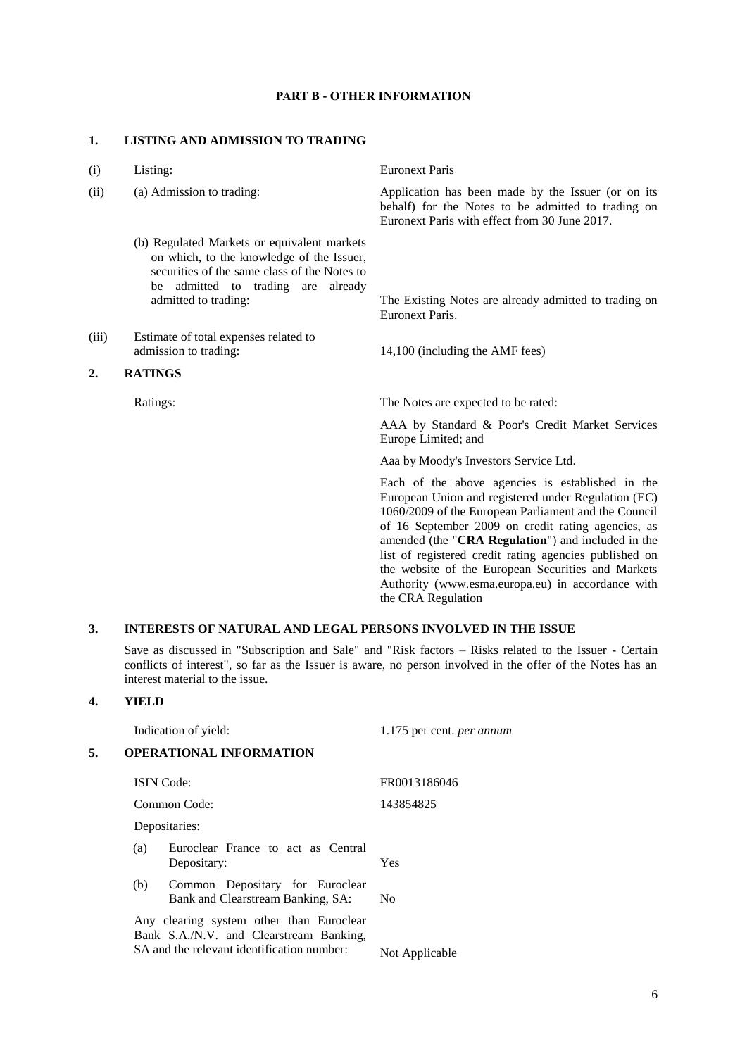## PART B - OTHER INFORMATION

### 1. LISTING AND ADMISSION TO TRADING

| | | |
|---|---|---|
| (i) | Listing: | Euronext Paris |
| (ii) | (a) Admission to trading: | Application has been made by the Issuer (or on its behalf) for the Notes to be admitted to trading on Euronext Paris with effect from 30 June 2017. |
| | (b) Regulated Markets or equivalent markets on which, to the knowledge of the Issuer, securities of the same class of the Notes to be admitted to trading are already admitted to trading: | The Existing Notes are already admitted to trading on Euronext Paris. |
| (iii) | Estimate of total expenses related to admission to trading: | 14,100 (including the AMF fees) |

### 2. RATINGS

Ratings: The Notes are expected to be rated:

AAA by Standard & Poor's Credit Market Services Europe Limited; and

Aaa by Moody's Investors Service Ltd.

Each of the above agencies is established in the European Union and registered under Regulation (EC) 1060/2009 of the European Parliament and the Council of 16 September 2009 on credit rating agencies, as amended (the "**CRA Regulation**") and included in the list of registered credit rating agencies published on the website of the European Securities and Markets Authority (www.esma.europa.eu) in accordance with the CRA Regulation

### 3. INTERESTS OF NATURAL AND LEGAL PERSONS INVOLVED IN THE ISSUE

Save as discussed in "Subscription and Sale" and "Risk factors – Risks related to the Issuer - Certain conflicts of interest", so far as the Issuer is aware, no person involved in the offer of the Notes has an interest material to the issue.

### 4. YIELD

Indication of yield: 1.175 per cent. *per annum*

### 5. OPERATIONAL INFORMATION

| | |
|---|---|
| ISIN Code: | FR0013186046 |
| Common Code: | 143854825 |
| Depositaries: | |
| (a) Euroclear France to act as Central Depositary: | Yes |
| (b) Common Depositary for Euroclear Bank and Clearstream Banking, SA: | No |
| Any clearing system other than Euroclear Bank S.A./N.V. and Clearstream Banking, SA and the relevant identification number: | Not Applicable |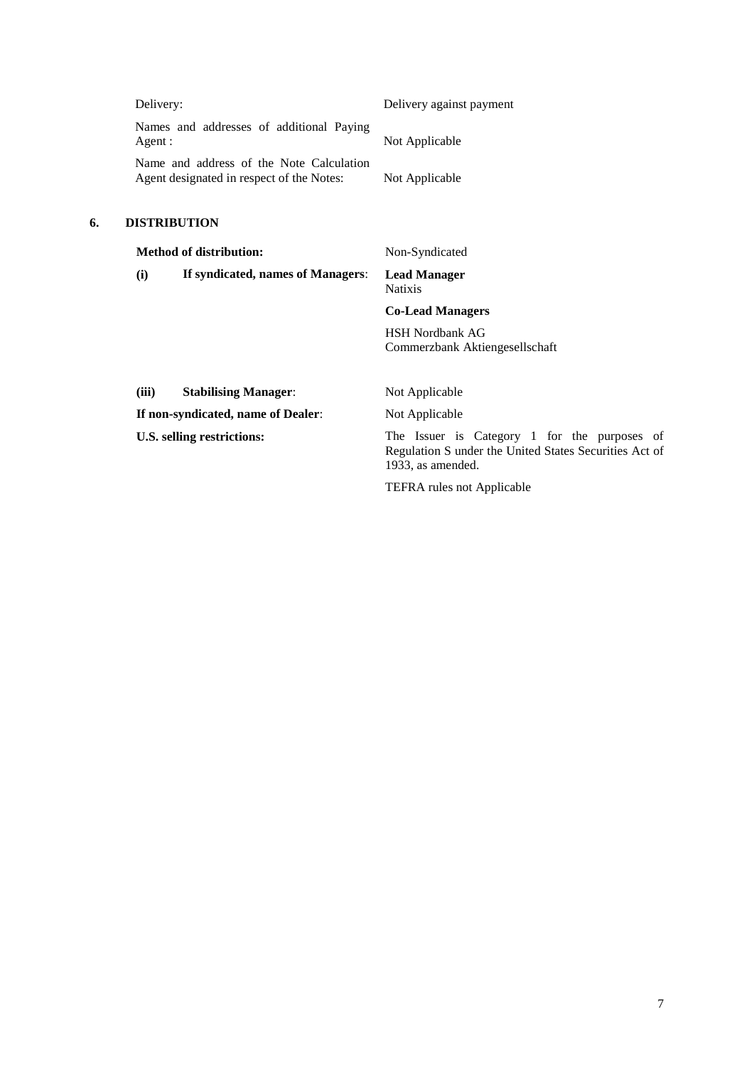| | |
|---|---|
| Delivery: | Delivery against payment |
| Names and addresses of additional Paying Agent : | Not Applicable |
| Name and address of the Note Calculation Agent designated in respect of the Notes: | Not Applicable |

## 6. DISTRIBUTION

| | |
|---|---|
| **Method of distribution:** | Non-Syndicated |
| **(i) If syndicated, names of Managers**: | **Lead Manager**<br>Natixis<br>**Co-Lead Managers**<br>HSH Nordbank AG<br>Commerzbank Aktiengesellschaft |
| **(iii) Stabilising Manager**: | Not Applicable |
| **If non-syndicated, name of Dealer**: | Not Applicable |
| **U.S. selling restrictions:** | The Issuer is Category 1 for the purposes of Regulation S under the United States Securities Act of 1933, as amended.<br>TEFRA rules not Applicable |